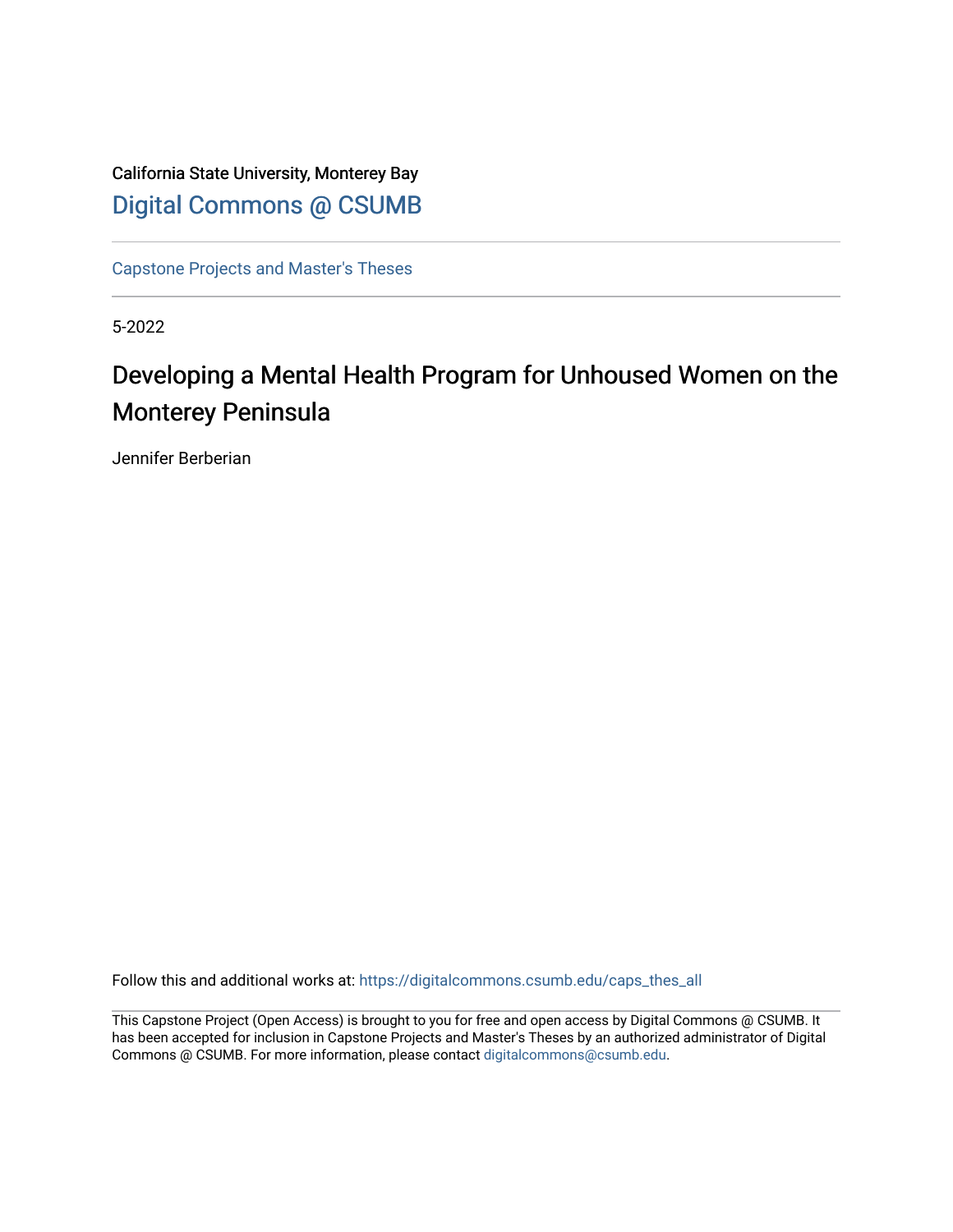California State University, Monterey Bay

Digital Commons @ CSUMB

Capstone Projects and Master's Theses

5-2022

# Developing a Mental Health Program for Unhoused Women on the Monterey Peninsula

Jennifer Berberian

Follow this and additional works at: https://digitalcommons.csumb.edu/caps_thes_all

This Capstone Project (Open Access) is brought to you for free and open access by Digital Commons @ CSUMB. It has been accepted for inclusion in Capstone Projects and Master's Theses by an authorized administrator of Digital Commons @ CSUMB. For more information, please contact digitalcommons@csumb.edu.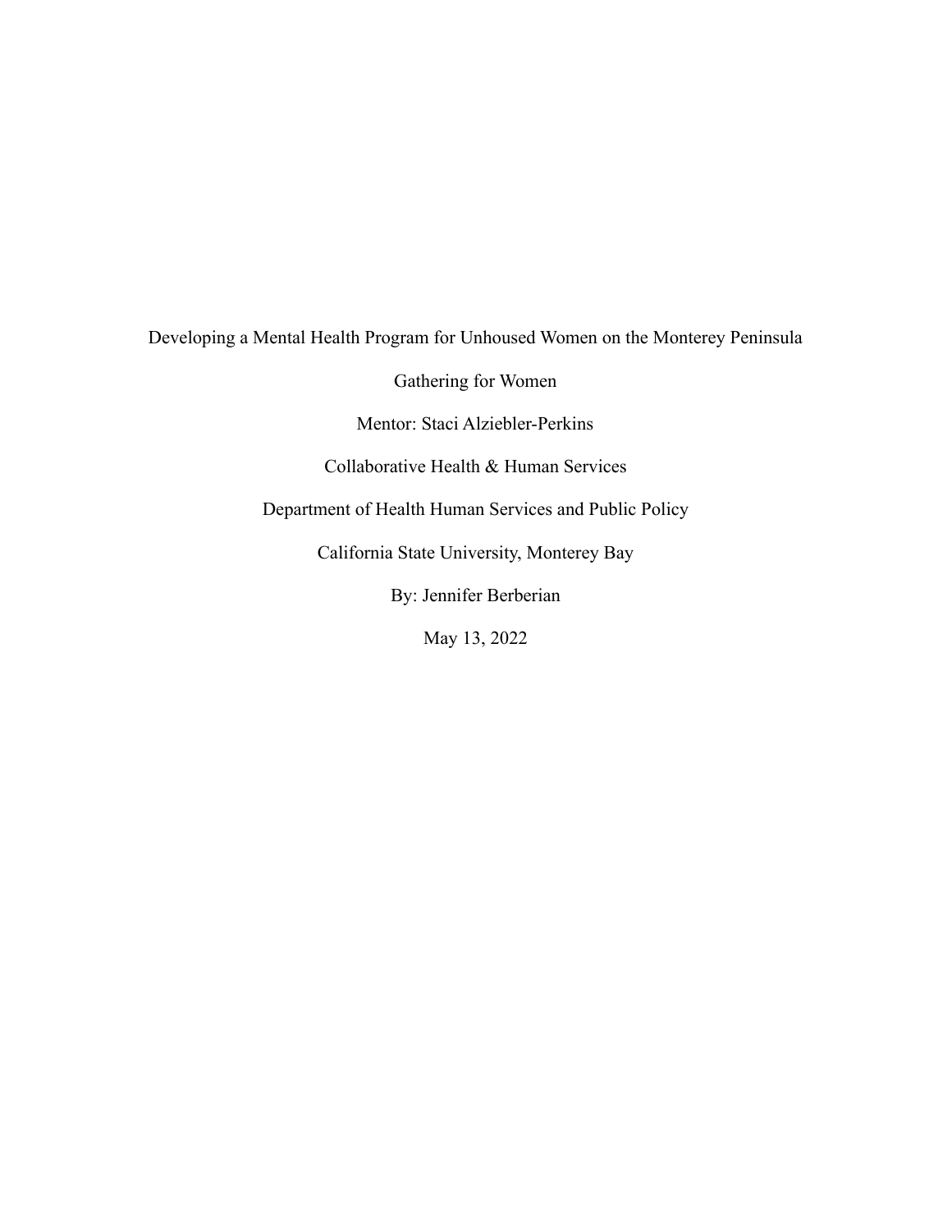Developing a Mental Health Program for Unhoused Women on the Monterey Peninsula

Gathering for Women

Mentor: Staci Alziebler-Perkins

Collaborative Health & Human Services

Department of Health Human Services and Public Policy

California State University, Monterey Bay

By: Jennifer Berberian

May 13, 2022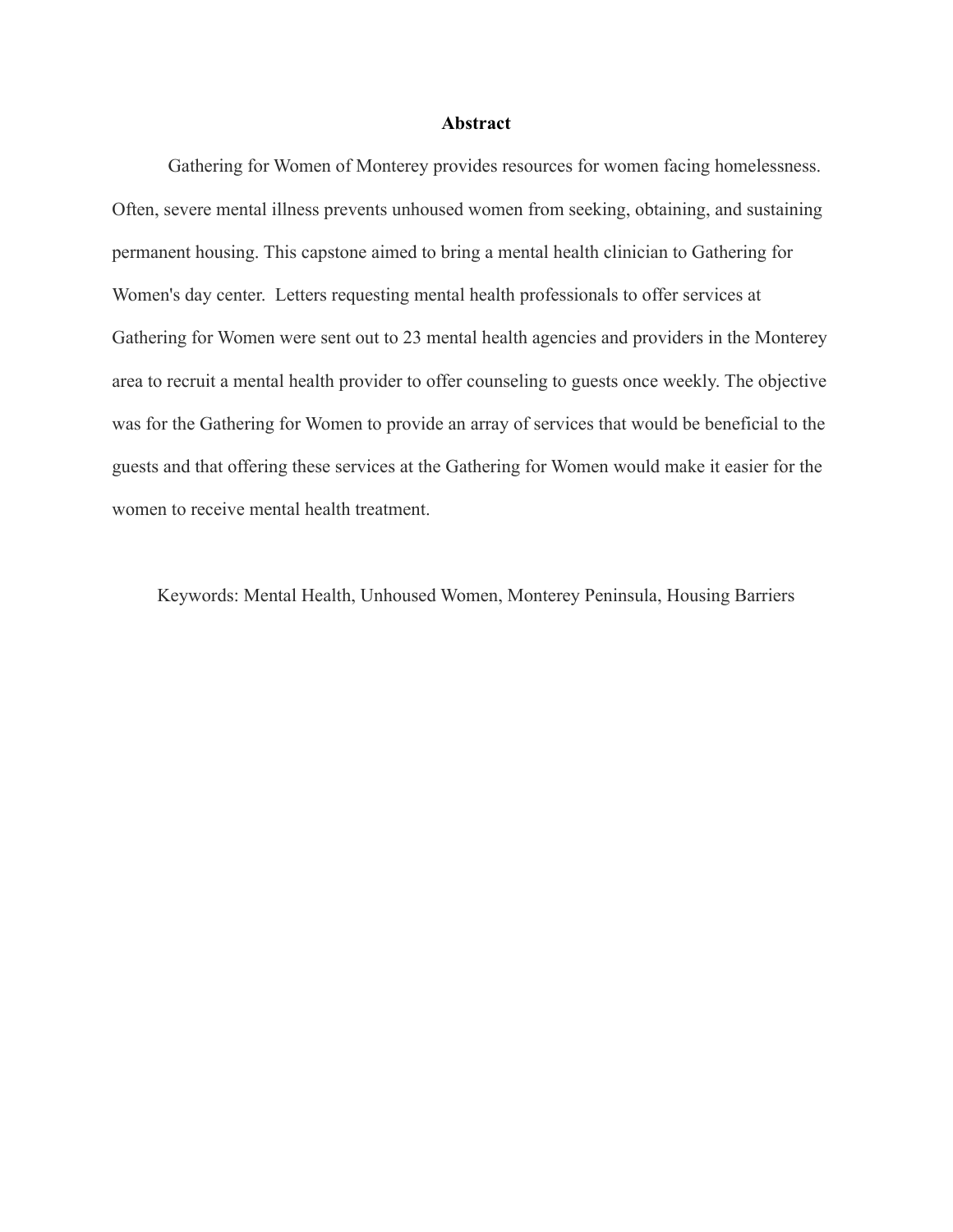## Abstract

Gathering for Women of Monterey provides resources for women facing homelessness. Often, severe mental illness prevents unhoused women from seeking, obtaining, and sustaining permanent housing. This capstone aimed to bring a mental health clinician to Gathering for Women's day center. Letters requesting mental health professionals to offer services at Gathering for Women were sent out to 23 mental health agencies and providers in the Monterey area to recruit a mental health provider to offer counseling to guests once weekly. The objective was for the Gathering for Women to provide an array of services that would be beneficial to the guests and that offering these services at the Gathering for Women would make it easier for the women to receive mental health treatment.

Keywords: Mental Health, Unhoused Women, Monterey Peninsula, Housing Barriers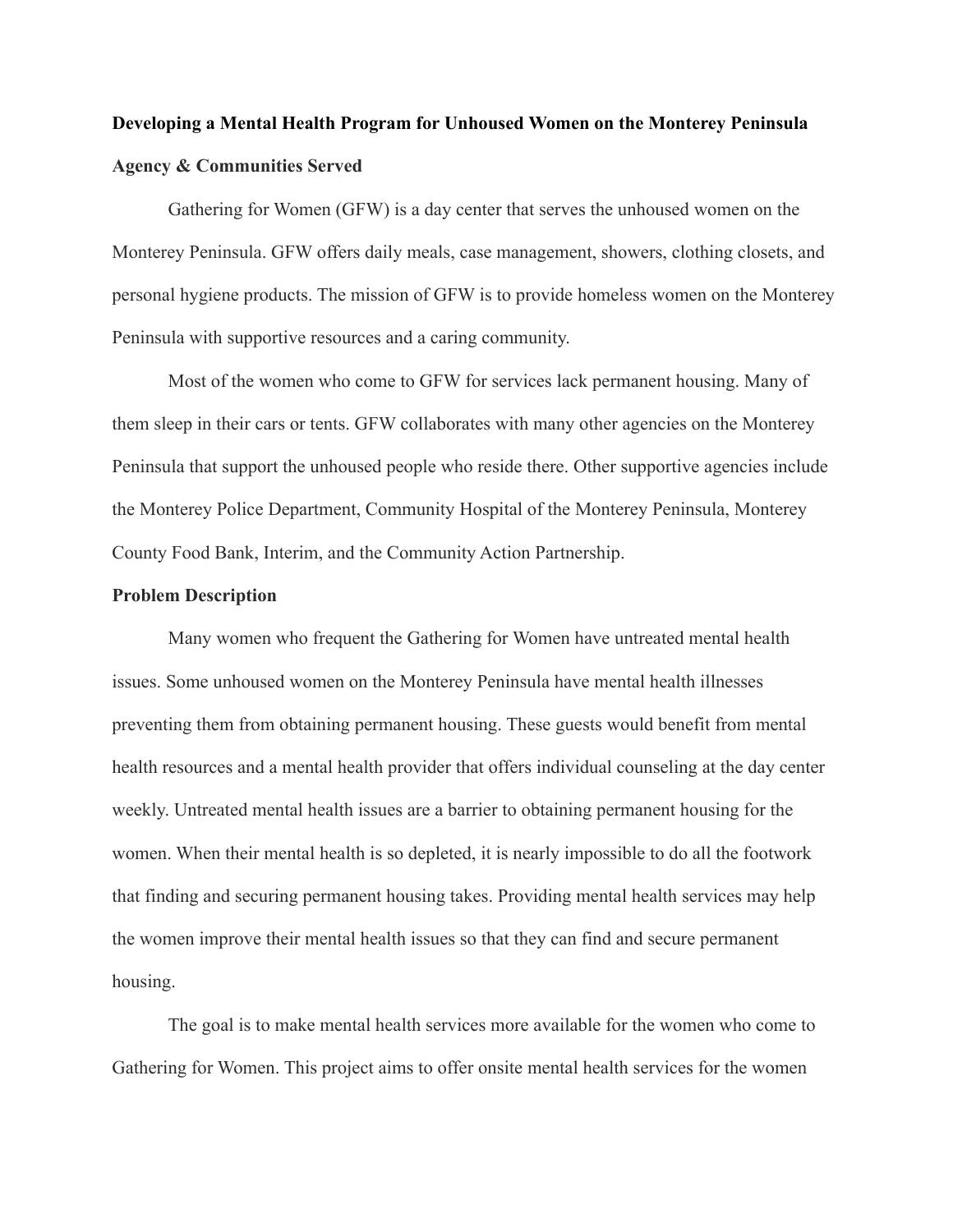**Developing a Mental Health Program for Unhoused Women on the Monterey Peninsula**

**Agency & Communities Served**

Gathering for Women (GFW) is a day center that serves the unhoused women on the Monterey Peninsula. GFW offers daily meals, case management, showers, clothing closets, and personal hygiene products. The mission of GFW is to provide homeless women on the Monterey Peninsula with supportive resources and a caring community.

Most of the women who come to GFW for services lack permanent housing. Many of them sleep in their cars or tents. GFW collaborates with many other agencies on the Monterey Peninsula that support the unhoused people who reside there. Other supportive agencies include the Monterey Police Department, Community Hospital of the Monterey Peninsula, Monterey County Food Bank, Interim, and the Community Action Partnership.

**Problem Description**

Many women who frequent the Gathering for Women have untreated mental health issues. Some unhoused women on the Monterey Peninsula have mental health illnesses preventing them from obtaining permanent housing. These guests would benefit from mental health resources and a mental health provider that offers individual counseling at the day center weekly. Untreated mental health issues are a barrier to obtaining permanent housing for the women. When their mental health is so depleted, it is nearly impossible to do all the footwork that finding and securing permanent housing takes. Providing mental health services may help the women improve their mental health issues so that they can find and secure permanent housing.

The goal is to make mental health services more available for the women who come to Gathering for Women. This project aims to offer onsite mental health services for the women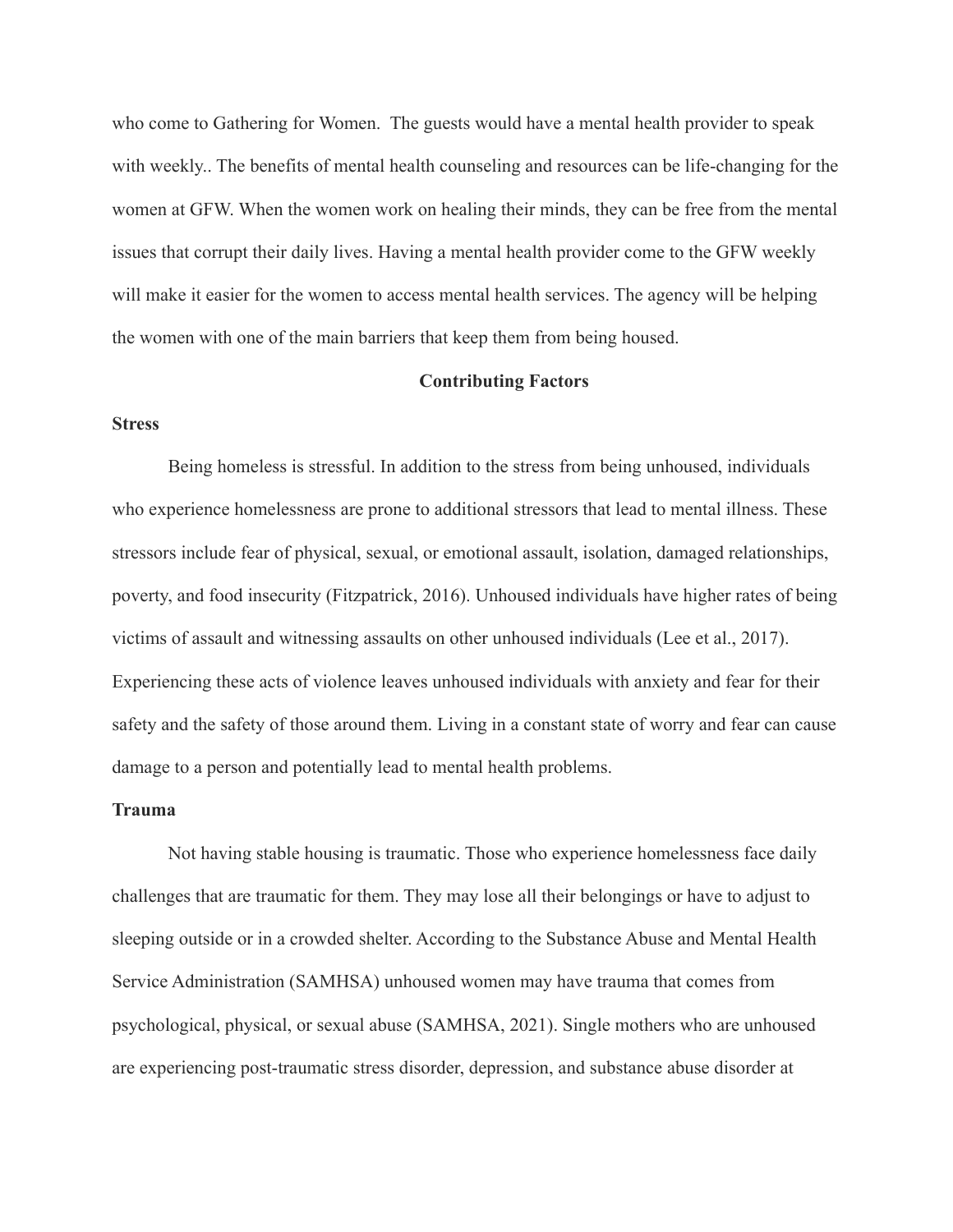who come to Gathering for Women. The guests would have a mental health provider to speak with weekly.. The benefits of mental health counseling and resources can be life-changing for the women at GFW. When the women work on healing their minds, they can be free from the mental issues that corrupt their daily lives. Having a mental health provider come to the GFW weekly will make it easier for the women to access mental health services. The agency will be helping the women with one of the main barriers that keep them from being housed.

## Contributing Factors

### Stress

Being homeless is stressful. In addition to the stress from being unhoused, individuals who experience homelessness are prone to additional stressors that lead to mental illness. These stressors include fear of physical, sexual, or emotional assault, isolation, damaged relationships, poverty, and food insecurity (Fitzpatrick, 2016). Unhoused individuals have higher rates of being victims of assault and witnessing assaults on other unhoused individuals (Lee et al., 2017). Experiencing these acts of violence leaves unhoused individuals with anxiety and fear for their safety and the safety of those around them. Living in a constant state of worry and fear can cause damage to a person and potentially lead to mental health problems.

### Trauma

Not having stable housing is traumatic. Those who experience homelessness face daily challenges that are traumatic for them. They may lose all their belongings or have to adjust to sleeping outside or in a crowded shelter. According to the Substance Abuse and Mental Health Service Administration (SAMHSA) unhoused women may have trauma that comes from psychological, physical, or sexual abuse (SAMHSA, 2021). Single mothers who are unhoused are experiencing post-traumatic stress disorder, depression, and substance abuse disorder at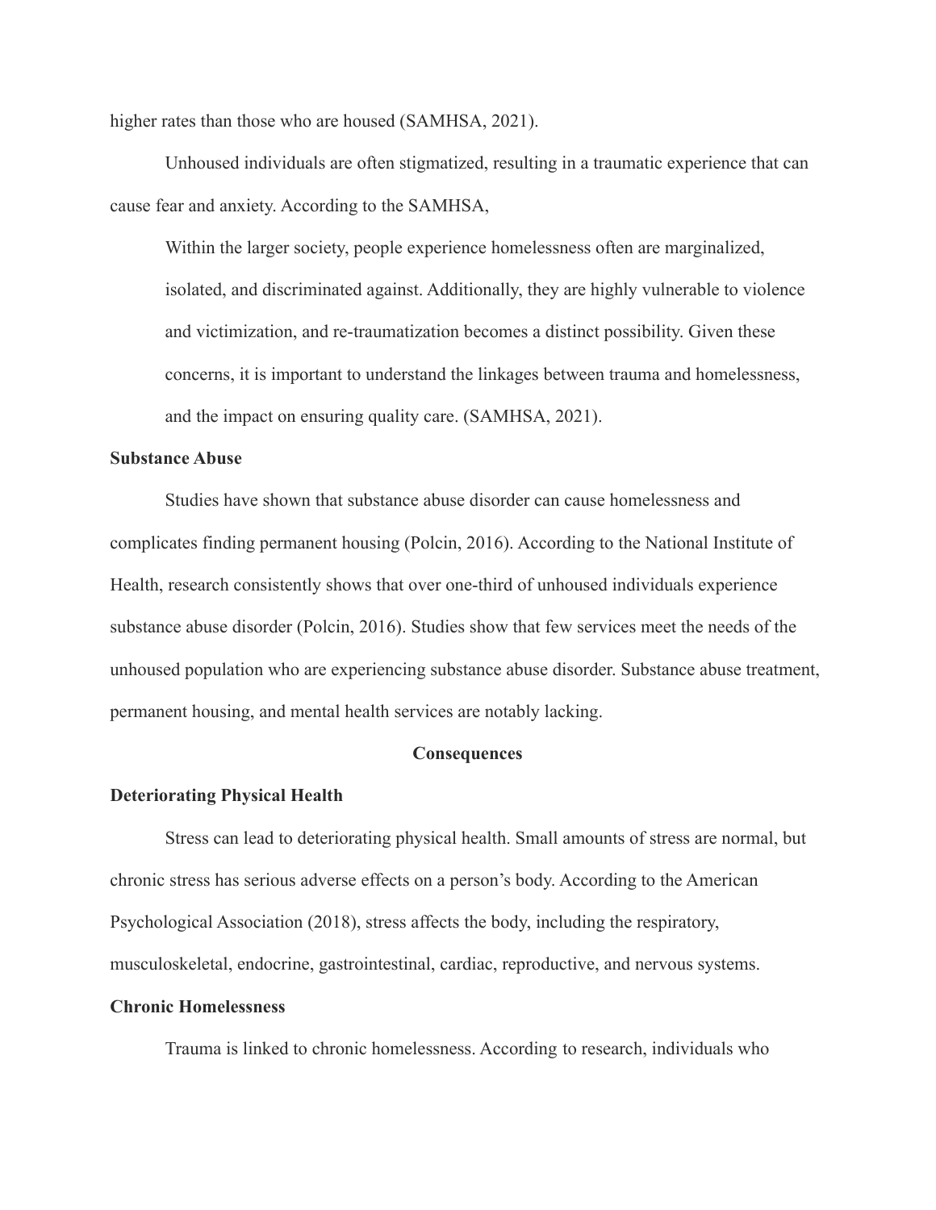higher rates than those who are housed (SAMHSA, 2021).

Unhoused individuals are often stigmatized, resulting in a traumatic experience that can cause fear and anxiety. According to the SAMHSA,

> Within the larger society, people experience homelessness often are marginalized, isolated, and discriminated against. Additionally, they are highly vulnerable to violence and victimization, and re-traumatization becomes a distinct possibility. Given these concerns, it is important to understand the linkages between trauma and homelessness, and the impact on ensuring quality care. (SAMHSA, 2021).

### Substance Abuse

Studies have shown that substance abuse disorder can cause homelessness and complicates finding permanent housing (Polcin, 2016). According to the National Institute of Health, research consistently shows that over one-third of unhoused individuals experience substance abuse disorder (Polcin, 2016). Studies show that few services meet the needs of the unhoused population who are experiencing substance abuse disorder. Substance abuse treatment, permanent housing, and mental health services are notably lacking.

## Consequences

### Deteriorating Physical Health

Stress can lead to deteriorating physical health. Small amounts of stress are normal, but chronic stress has serious adverse effects on a person's body. According to the American Psychological Association (2018), stress affects the body, including the respiratory, musculoskeletal, endocrine, gastrointestinal, cardiac, reproductive, and nervous systems.

### Chronic Homelessness

Trauma is linked to chronic homelessness. According to research, individuals who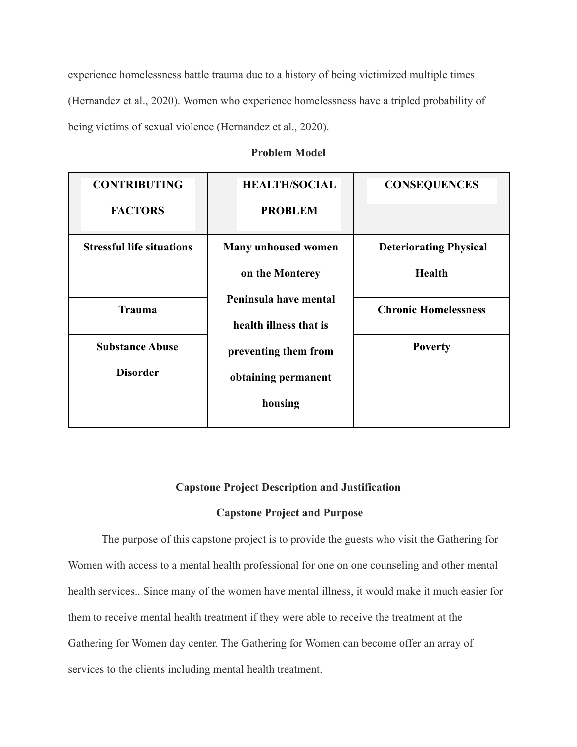experience homelessness battle trauma due to a history of being victimized multiple times (Hernandez et al., 2020). Women who experience homelessness have a tripled probability of being victims of sexual violence (Hernandez et al., 2020).

**Problem Model**

| CONTRIBUTING FACTORS | HEALTH/SOCIAL PROBLEM | CONSEQUENCES |
|---|---|---|
| **Stressful life situations** | **Many unhoused women on the Monterey Peninsula have mental health illness that is preventing them from obtaining permanent housing** | **Deteriorating Physical Health** |
| **Trauma** | | **Chronic Homelessness** |
| **Substance Abuse Disorder** | | **Poverty** |

## Capstone Project Description and Justification

### Capstone Project and Purpose

The purpose of this capstone project is to provide the guests who visit the Gathering for Women with access to a mental health professional for one on one counseling and other mental health services.. Since many of the women have mental illness, it would make it much easier for them to receive mental health treatment if they were able to receive the treatment at the Gathering for Women day center. The Gathering for Women can become offer an array of services to the clients including mental health treatment.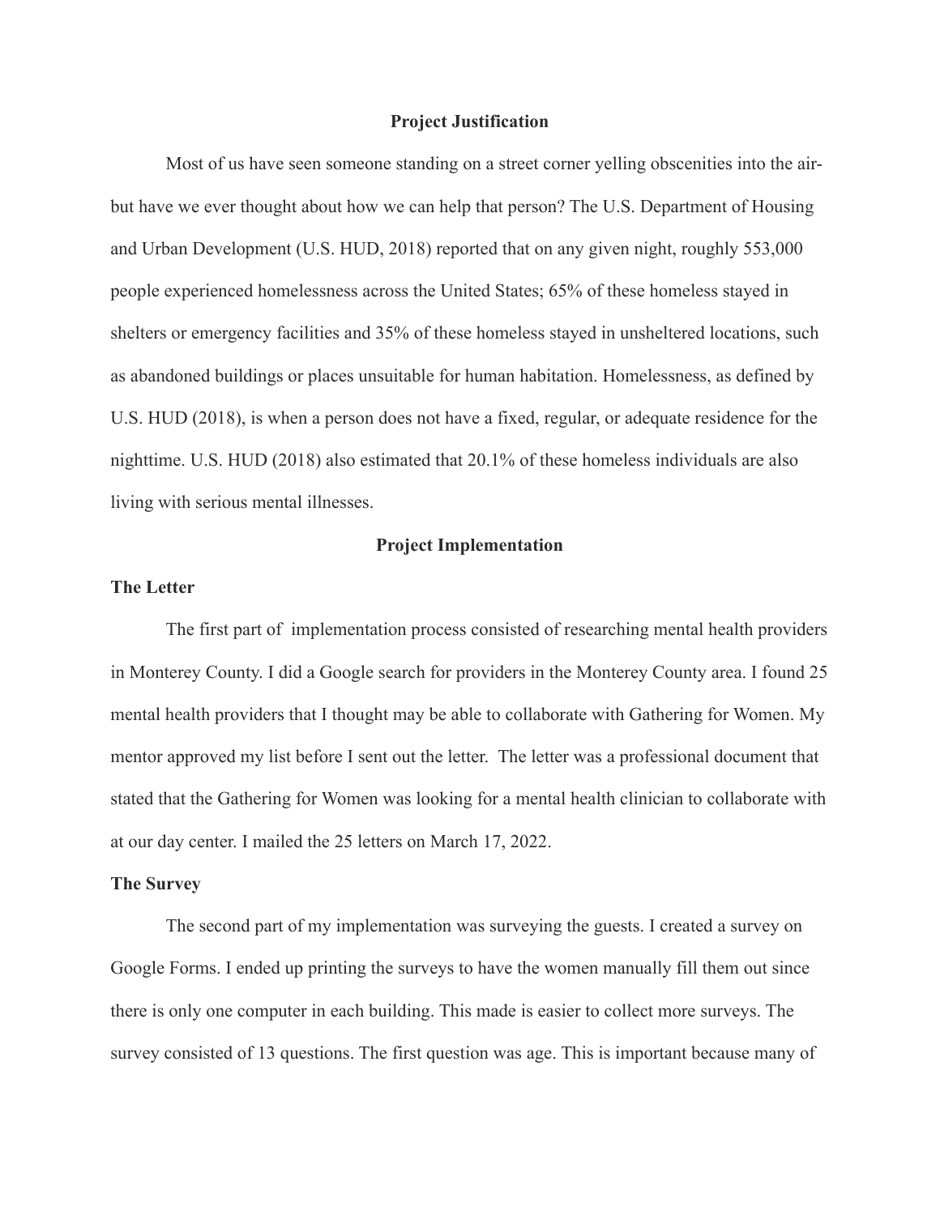## Project Justification

Most of us have seen someone standing on a street corner yelling obscenities into the air- but have we ever thought about how we can help that person? The U.S. Department of Housing and Urban Development (U.S. HUD, 2018) reported that on any given night, roughly 553,000 people experienced homelessness across the United States; 65% of these homeless stayed in shelters or emergency facilities and 35% of these homeless stayed in unsheltered locations, such as abandoned buildings or places unsuitable for human habitation. Homelessness, as defined by U.S. HUD (2018), is when a person does not have a fixed, regular, or adequate residence for the nighttime. U.S. HUD (2018) also estimated that 20.1% of these homeless individuals are also living with serious mental illnesses.

## Project Implementation

### The Letter

The first part of implementation process consisted of researching mental health providers in Monterey County. I did a Google search for providers in the Monterey County area. I found 25 mental health providers that I thought may be able to collaborate with Gathering for Women. My mentor approved my list before I sent out the letter. The letter was a professional document that stated that the Gathering for Women was looking for a mental health clinician to collaborate with at our day center. I mailed the 25 letters on March 17, 2022.

### The Survey

The second part of my implementation was surveying the guests. I created a survey on Google Forms. I ended up printing the surveys to have the women manually fill them out since there is only one computer in each building. This made is easier to collect more surveys. The survey consisted of 13 questions. The first question was age. This is important because many of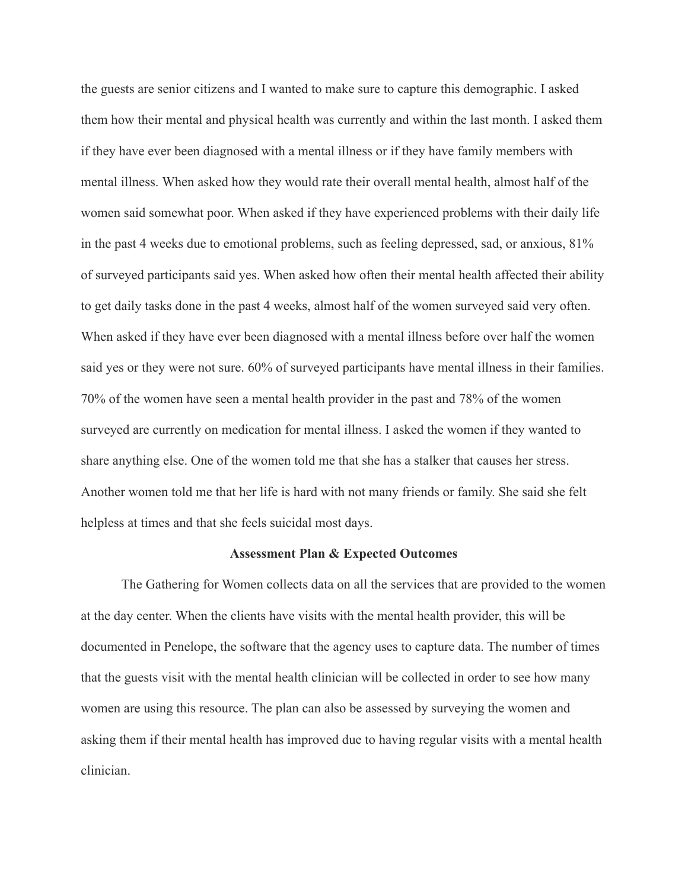the guests are senior citizens and I wanted to make sure to capture this demographic. I asked them how their mental and physical health was currently and within the last month. I asked them if they have ever been diagnosed with a mental illness or if they have family members with mental illness. When asked how they would rate their overall mental health, almost half of the women said somewhat poor. When asked if they have experienced problems with their daily life in the past 4 weeks due to emotional problems, such as feeling depressed, sad, or anxious, 81% of surveyed participants said yes. When asked how often their mental health affected their ability to get daily tasks done in the past 4 weeks, almost half of the women surveyed said very often. When asked if they have ever been diagnosed with a mental illness before over half the women said yes or they were not sure. 60% of surveyed participants have mental illness in their families. 70% of the women have seen a mental health provider in the past and 78% of the women surveyed are currently on medication for mental illness. I asked the women if they wanted to share anything else. One of the women told me that she has a stalker that causes her stress. Another women told me that her life is hard with not many friends or family. She said she felt helpless at times and that she feels suicidal most days.

## Assessment Plan & Expected Outcomes

The Gathering for Women collects data on all the services that are provided to the women at the day center. When the clients have visits with the mental health provider, this will be documented in Penelope, the software that the agency uses to capture data. The number of times that the guests visit with the mental health clinician will be collected in order to see how many women are using this resource. The plan can also be assessed by surveying the women and asking them if their mental health has improved due to having regular visits with a mental health clinician.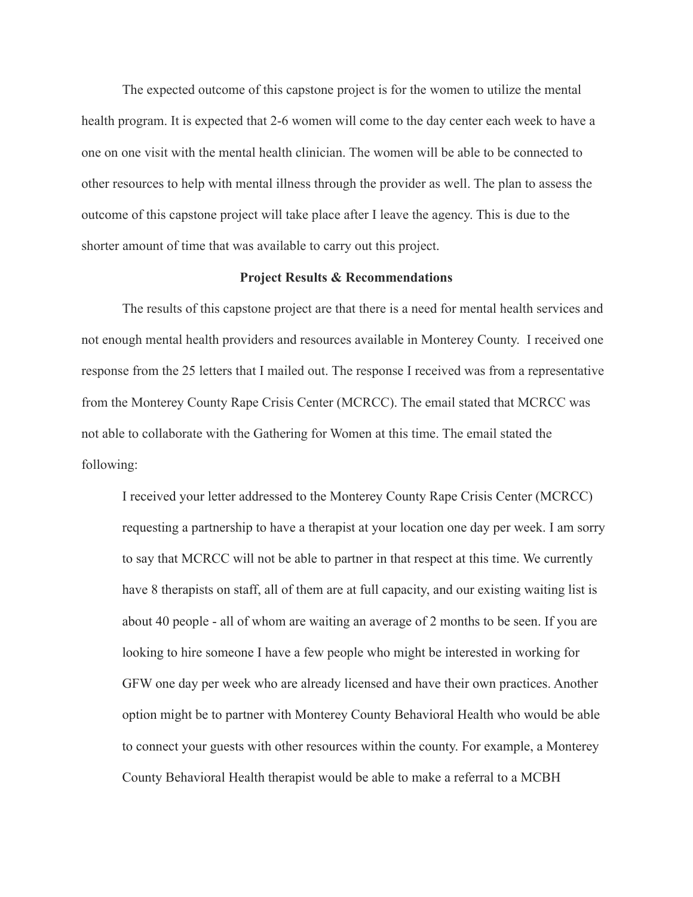The expected outcome of this capstone project is for the women to utilize the mental health program. It is expected that 2-6 women will come to the day center each week to have a one on one visit with the mental health clinician. The women will be able to be connected to other resources to help with mental illness through the provider as well. The plan to assess the outcome of this capstone project will take place after I leave the agency. This is due to the shorter amount of time that was available to carry out this project.

**Project Results & Recommendations**

The results of this capstone project are that there is a need for mental health services and not enough mental health providers and resources available in Monterey County. I received one response from the 25 letters that I mailed out. The response I received was from a representative from the Monterey County Rape Crisis Center (MCRCC). The email stated that MCRCC was not able to collaborate with the Gathering for Women at this time. The email stated the following:

> I received your letter addressed to the Monterey County Rape Crisis Center (MCRCC) requesting a partnership to have a therapist at your location one day per week. I am sorry to say that MCRCC will not be able to partner in that respect at this time. We currently have 8 therapists on staff, all of them are at full capacity, and our existing waiting list is about 40 people - all of whom are waiting an average of 2 months to be seen. If you are looking to hire someone I have a few people who might be interested in working for GFW one day per week who are already licensed and have their own practices. Another option might be to partner with Monterey County Behavioral Health who would be able to connect your guests with other resources within the county. For example, a Monterey County Behavioral Health therapist would be able to make a referral to a MCBH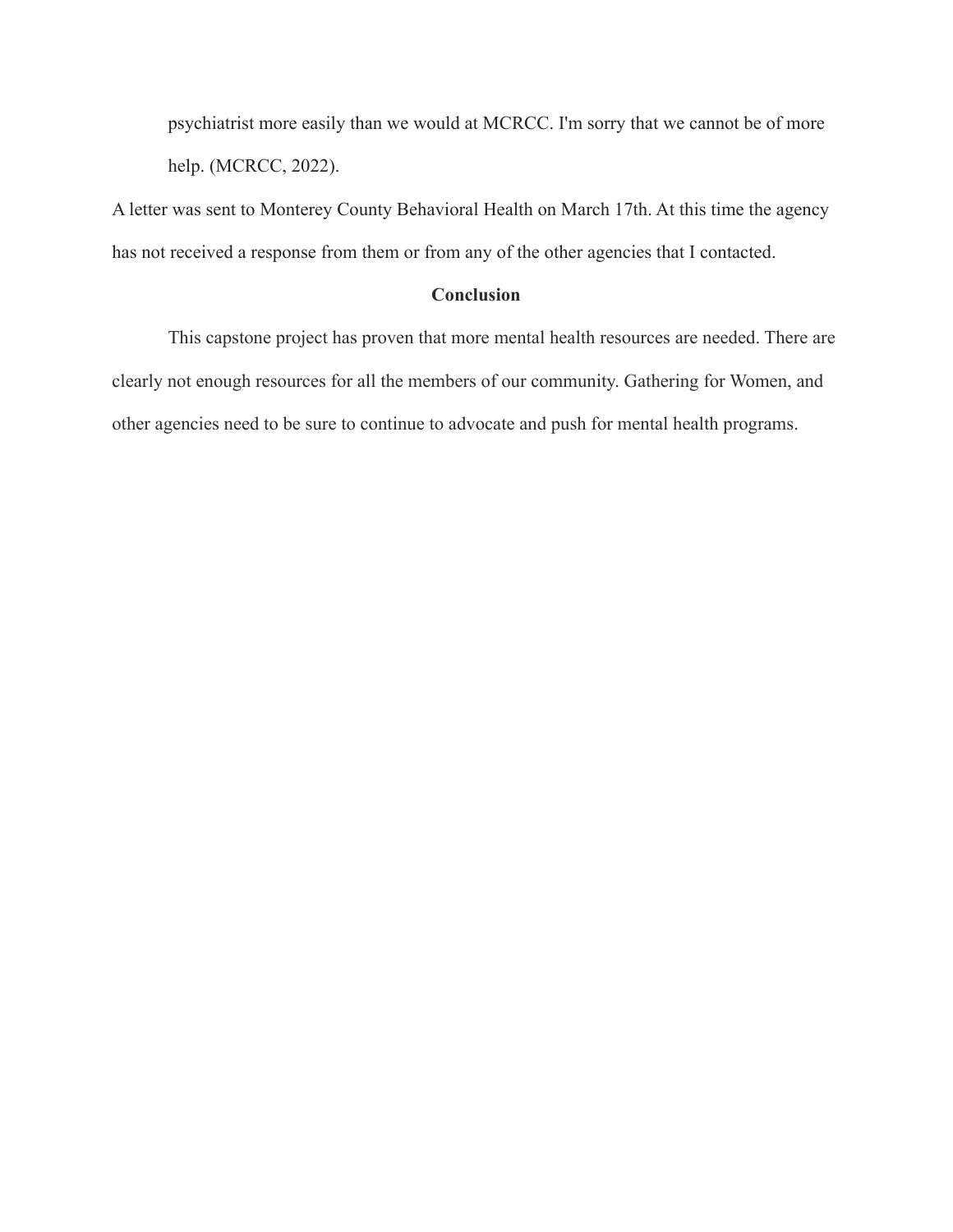> psychiatrist more easily than we would at MCRCC. I'm sorry that we cannot be of more help. (MCRCC, 2022).

A letter was sent to Monterey County Behavioral Health on March 17th. At this time the agency has not received a response from them or from any of the other agencies that I contacted.

## Conclusion

This capstone project has proven that more mental health resources are needed. There are clearly not enough resources for all the members of our community. Gathering for Women, and other agencies need to be sure to continue to advocate and push for mental health programs.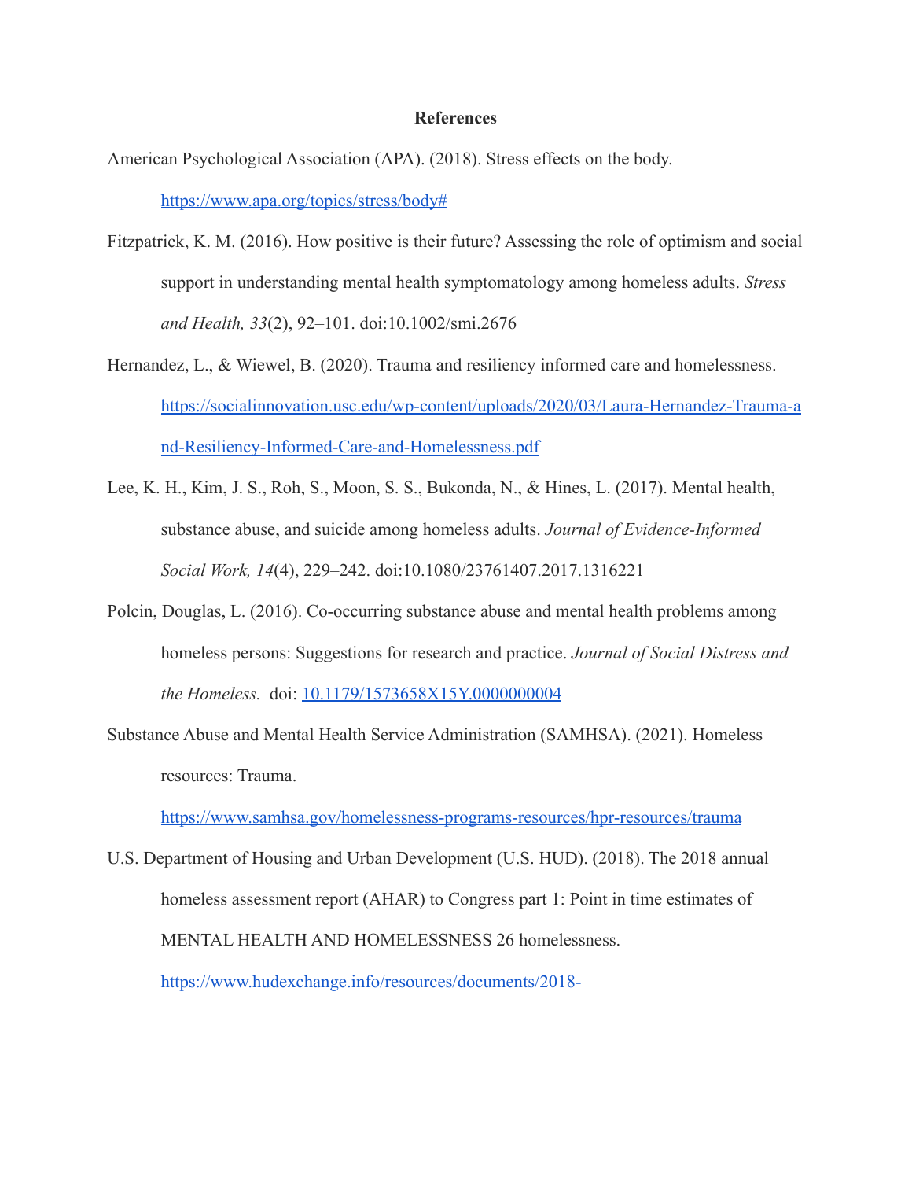# References

American Psychological Association (APA). (2018). Stress effects on the body. https://www.apa.org/topics/stress/body#

Fitzpatrick, K. M. (2016). How positive is their future? Assessing the role of optimism and social support in understanding mental health symptomatology among homeless adults. *Stress and Health, 33*(2), 92–101. doi:10.1002/smi.2676

Hernandez, L., & Wiewel, B. (2020). Trauma and resiliency informed care and homelessness. https://socialinnovation.usc.edu/wp-content/uploads/2020/03/Laura-Hernandez-Trauma-and-Resiliency-Informed-Care-and-Homelessness.pdf

Lee, K. H., Kim, J. S., Roh, S., Moon, S. S., Bukonda, N., & Hines, L. (2017). Mental health, substance abuse, and suicide among homeless adults. *Journal of Evidence-Informed Social Work, 14*(4), 229–242. doi:10.1080/23761407.2017.1316221

Polcin, Douglas, L. (2016). Co-occurring substance abuse and mental health problems among homeless persons: Suggestions for research and practice. *Journal of Social Distress and the Homeless.* doi: 10.1179/1573658X15Y.0000000004

Substance Abuse and Mental Health Service Administration (SAMHSA). (2021). Homeless resources: Trauma. https://www.samhsa.gov/homelessness-programs-resources/hpr-resources/trauma

U.S. Department of Housing and Urban Development (U.S. HUD). (2018). The 2018 annual homeless assessment report (AHAR) to Congress part 1: Point in time estimates of MENTAL HEALTH AND HOMELESSNESS 26 homelessness. https://www.hudexchange.info/resources/documents/2018-